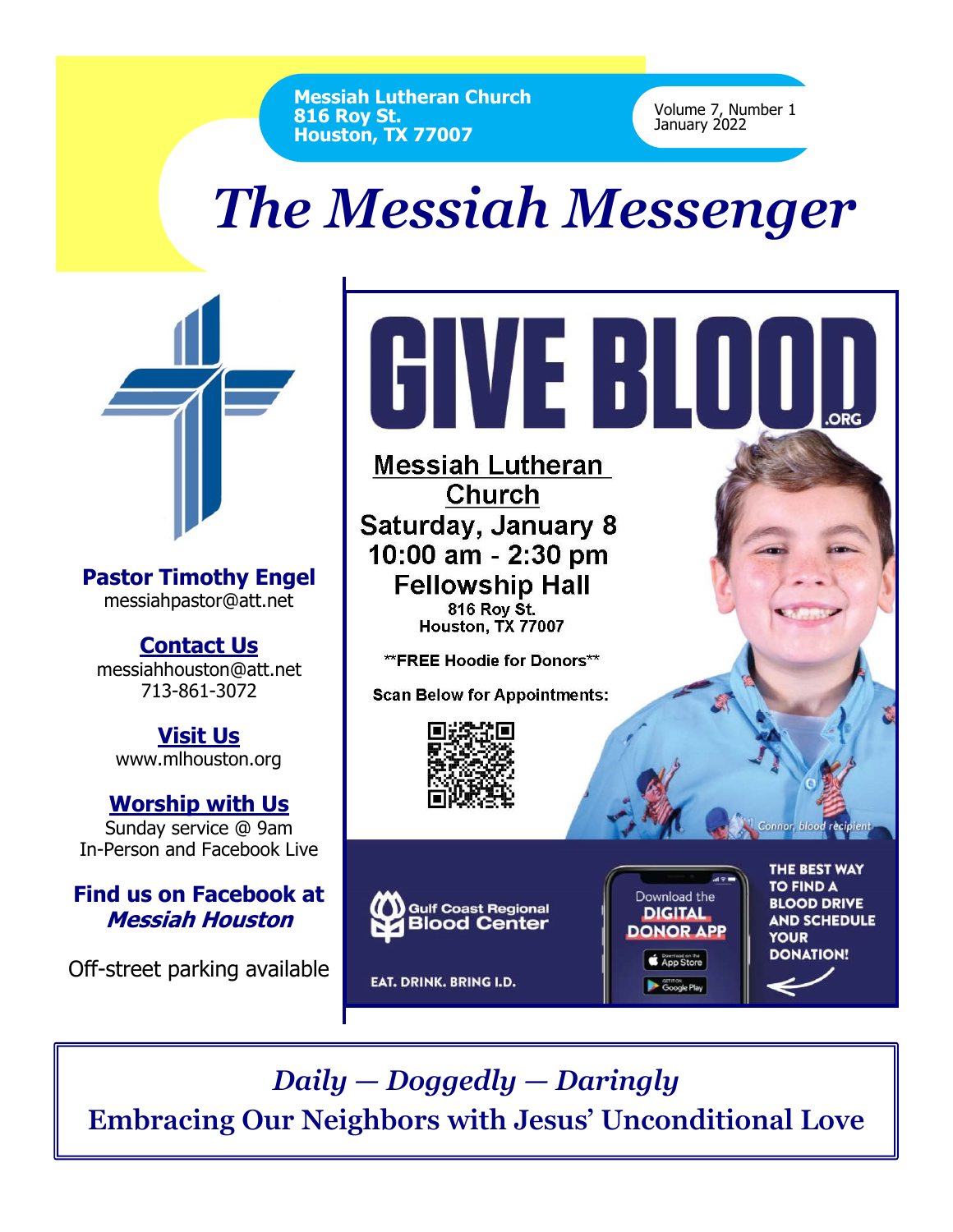**Messiah Lutheran Church**
**816 Roy St.**
**Houston, TX 77007**

Volume 7, Number 1
January 2022

# *The Messiah Messenger*

**Pastor Timothy Engel**
messiahpastor@att.net

**Contact Us**
messiahhouston@att.net
713-861-3072

**Visit Us**
www.mlhouston.org

**Worship with Us**
Sunday service @ 9am
In-Person and Facebook Live

**Find us on Facebook at *Messiah Houston***

Off-street parking available

## GIVE BLOOD .ORG

**Messiah Lutheran Church**
**Saturday, January 8**
**10:00 am - 2:30 pm**
**Fellowship Hall**
816 Roy St.
Houston, TX 77007

**FREE Hoodie for Donors**

**Scan Below for Appointments:**

Connor, blood recipient

Gulf Coast Regional Blood Center

EAT. DRINK. BRING I.D.

Download the DIGITAL DONOR APP

App Store
Google Play

THE BEST WAY TO FIND A BLOOD DRIVE AND SCHEDULE YOUR DONATION!

*Daily — Doggedly — Daringly*
**Embracing Our Neighbors with Jesus' Unconditional Love**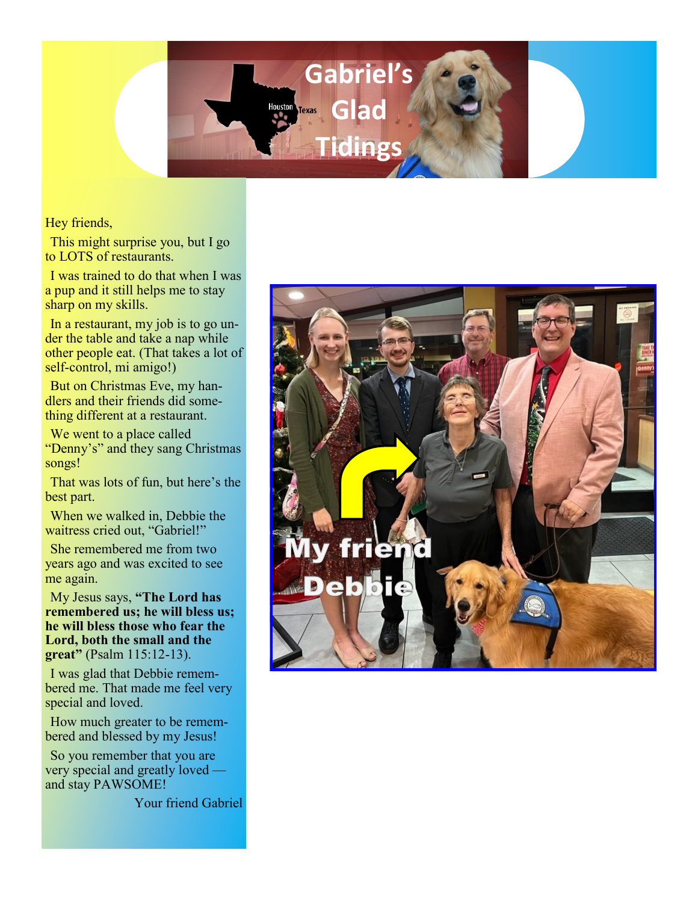# Gabriel's Glad Tidings

Hey friends,

This might surprise you, but I go to LOTS of restaurants.

I was trained to do that when I was a pup and it still helps me to stay sharp on my skills.

In a restaurant, my job is to go under the table and take a nap while other people eat. (That takes a lot of self-control, mi amigo!)

But on Christmas Eve, my handlers and their friends did something different at a restaurant.

We went to a place called "Denny's" and they sang Christmas songs!

That was lots of fun, but here's the best part.

When we walked in, Debbie the waitress cried out, "Gabriel!"

She remembered me from two years ago and was excited to see me again.

My Jesus says, **"The Lord has remembered us; he will bless us; he will bless those who fear the Lord, both the small and the great"** (Psalm 115:12-13).

I was glad that Debbie remembered me. That made me feel very special and loved.

How much greater to be remembered and blessed by my Jesus!

So you remember that you are very special and greatly loved — and stay PAWSOME!

Your friend Gabriel

My friend Debbie